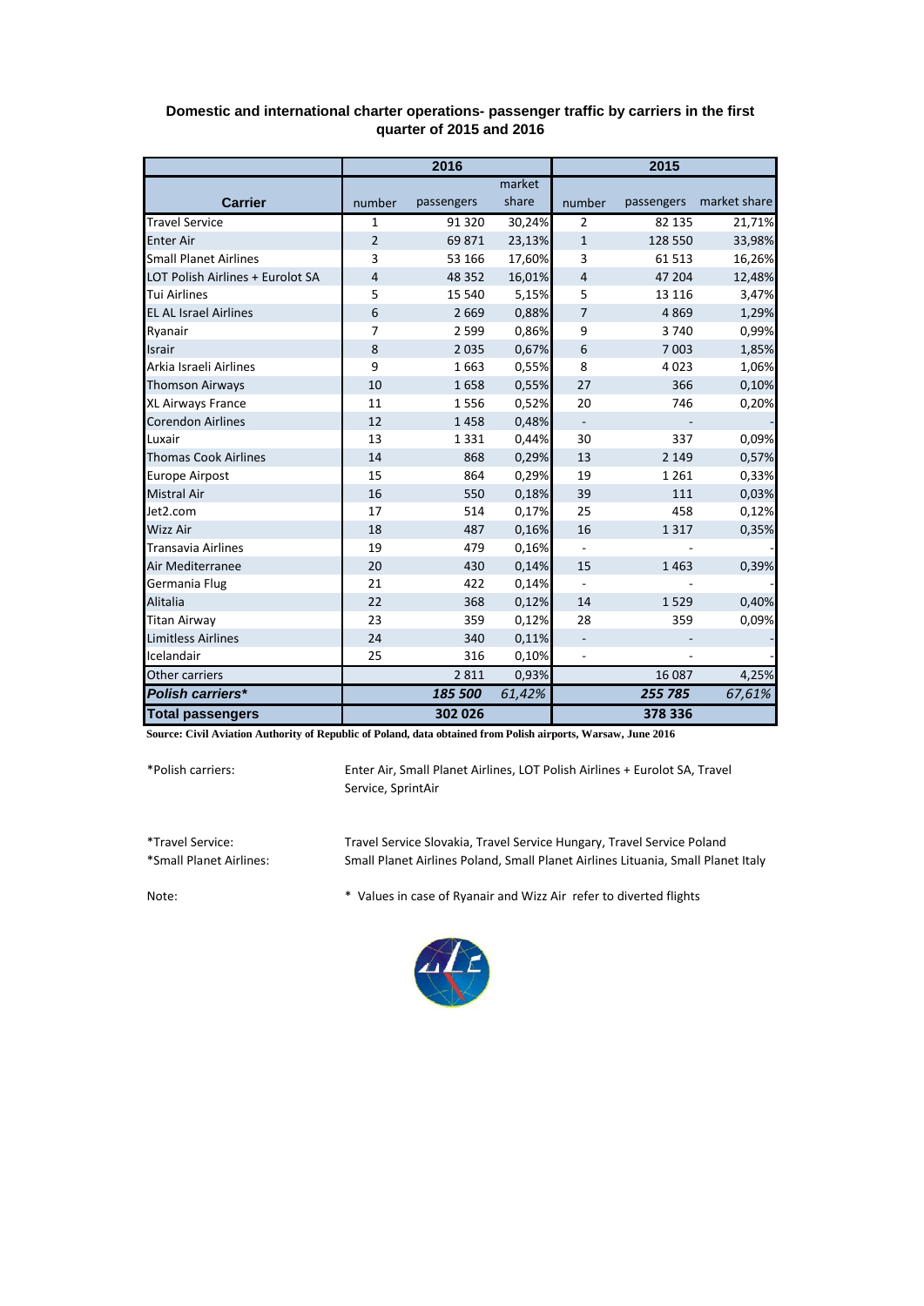**Domestic and international charter operations- passenger traffic by carriers in the first quarter of 2015 and 2016**

| Carrier | 2016 | | | 2015 | | |
|---|---|---|---|---|---|---|
| | number | passengers | market share | number | passengers | market share |
| Travel Service | 1 | 91 320 | 30,24% | 2 | 82 135 | 21,71% |
| Enter Air | 2 | 69 871 | 23,13% | 1 | 128 550 | 33,98% |
| Small Planet Airlines | 3 | 53 166 | 17,60% | 3 | 61 513 | 16,26% |
| LOT Polish Airlines + Eurolot SA | 4 | 48 352 | 16,01% | 4 | 47 204 | 12,48% |
| Tui Airlines | 5 | 15 540 | 5,15% | 5 | 13 116 | 3,47% |
| EL AL Israel Airlines | 6 | 2 669 | 0,88% | 7 | 4 869 | 1,29% |
| Ryanair | 7 | 2 599 | 0,86% | 9 | 3 740 | 0,99% |
| Israir | 8 | 2 035 | 0,67% | 6 | 7 003 | 1,85% |
| Arkia Israeli Airlines | 9 | 1 663 | 0,55% | 8 | 4 023 | 1,06% |
| Thomson Airways | 10 | 1 658 | 0,55% | 27 | 366 | 0,10% |
| XL Airways France | 11 | 1 556 | 0,52% | 20 | 746 | 0,20% |
| Corendon Airlines | 12 | 1 458 | 0,48% | - | - | - |
| Luxair | 13 | 1 331 | 0,44% | 30 | 337 | 0,09% |
| Thomas Cook Airlines | 14 | 868 | 0,29% | 13 | 2 149 | 0,57% |
| Europe Airpost | 15 | 864 | 0,29% | 19 | 1 261 | 0,33% |
| Mistral Air | 16 | 550 | 0,18% | 39 | 111 | 0,03% |
| Jet2.com | 17 | 514 | 0,17% | 25 | 458 | 0,12% |
| Wizz Air | 18 | 487 | 0,16% | 16 | 1 317 | 0,35% |
| Transavia Airlines | 19 | 479 | 0,16% | - | - | - |
| Air Mediterranee | 20 | 430 | 0,14% | 15 | 1 463 | 0,39% |
| Germania Flug | 21 | 422 | 0,14% | - | - | - |
| Alitalia | 22 | 368 | 0,12% | 14 | 1 529 | 0,40% |
| Titan Airway | 23 | 359 | 0,12% | 28 | 359 | 0,09% |
| Limitless Airlines | 24 | 340 | 0,11% | - | - | - |
| Icelandair | 25 | 316 | 0,10% | - | - | - |
| Other carriers | | 2 811 | 0,93% | | 16 087 | 4,25% |
| ***Polish carriers**** | | ***185 500*** | *61,42%* | | ***255 785*** | *67,61%* |
| **Total passengers** | | **302 026** | | | **378 336** | |

**Source: Civil Aviation Authority of Republic of Poland, data obtained from Polish airports, Warsaw, June 2016**

*Polish carriers: Enter Air, Small Planet Airlines, LOT Polish Airlines + Eurolot SA, Travel Service, SprintAir

*Travel Service: Travel Service Slovakia, Travel Service Hungary, Travel Service Poland

*Small Planet Airlines: Small Planet Airlines Poland, Small Planet Airlines Lituania, Small Planet Italy

Note: * Values in case of Ryanair and Wizz Air refer to diverted flights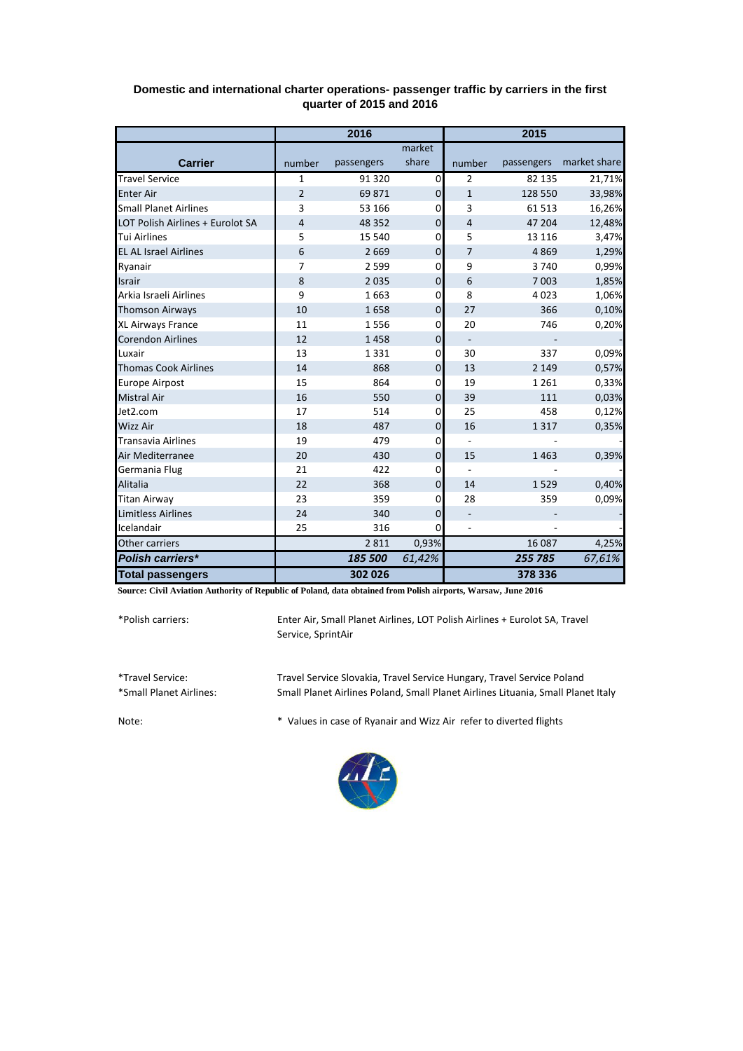**Domestic and international charter operations- passenger traffic by carriers in the first quarter of 2015 and 2016**

| | 2016 | | | 2015 | | |
|---|---|---|---|---|---|---|
| **Carrier** | number | passengers | market share | number | passengers | market share |
| Travel Service | 1 | 91 320 | 0 | 2 | 82 135 | 21,71% |
| Enter Air | 2 | 69 871 | 0 | 1 | 128 550 | 33,98% |
| Small Planet Airlines | 3 | 53 166 | 0 | 3 | 61 513 | 16,26% |
| LOT Polish Airlines + Eurolot SA | 4 | 48 352 | 0 | 4 | 47 204 | 12,48% |
| Tui Airlines | 5 | 15 540 | 0 | 5 | 13 116 | 3,47% |
| EL AL Israel Airlines | 6 | 2 669 | 0 | 7 | 4 869 | 1,29% |
| Ryanair | 7 | 2 599 | 0 | 9 | 3 740 | 0,99% |
| Israir | 8 | 2 035 | 0 | 6 | 7 003 | 1,85% |
| Arkia Israeli Airlines | 9 | 1 663 | 0 | 8 | 4 023 | 1,06% |
| Thomson Airways | 10 | 1 658 | 0 | 27 | 366 | 0,10% |
| XL Airways France | 11 | 1 556 | 0 | 20 | 746 | 0,20% |
| Corendon Airlines | 12 | 1 458 | 0 | - | - | - |
| Luxair | 13 | 1 331 | 0 | 30 | 337 | 0,09% |
| Thomas Cook Airlines | 14 | 868 | 0 | 13 | 2 149 | 0,57% |
| Europe Airpost | 15 | 864 | 0 | 19 | 1 261 | 0,33% |
| Mistral Air | 16 | 550 | 0 | 39 | 111 | 0,03% |
| Jet2.com | 17 | 514 | 0 | 25 | 458 | 0,12% |
| Wizz Air | 18 | 487 | 0 | 16 | 1 317 | 0,35% |
| Transavia Airlines | 19 | 479 | 0 | - | - | - |
| Air Mediterranee | 20 | 430 | 0 | 15 | 1 463 | 0,39% |
| Germania Flug | 21 | 422 | 0 | - | - | - |
| Alitalia | 22 | 368 | 0 | 14 | 1 529 | 0,40% |
| Titan Airway | 23 | 359 | 0 | 28 | 359 | 0,09% |
| Limitless Airlines | 24 | 340 | 0 | - | - | - |
| Icelandair | 25 | 316 | 0 | - | - | - |
| Other carriers | | 2 811 | 0,93% | | 16 087 | 4,25% |
| ***Polish carriers**** | | ***185 500*** | *61,42%* | | ***255 785*** | *67,61%* |
| **Total passengers** | | **302 026** | | | **378 336** | |

**Source: Civil Aviation Authority of Republic of Poland, data obtained from Polish airports, Warsaw, June 2016**

*Polish carriers: Enter Air, Small Planet Airlines, LOT Polish Airlines + Eurolot SA, Travel Service, SprintAir

*Travel Service: Travel Service Slovakia, Travel Service Hungary, Travel Service Poland

*Small Planet Airlines: Small Planet Airlines Poland, Small Planet Airlines Lituania, Small Planet Italy

Note: * Values in case of Ryanair and Wizz Air refer to diverted flights